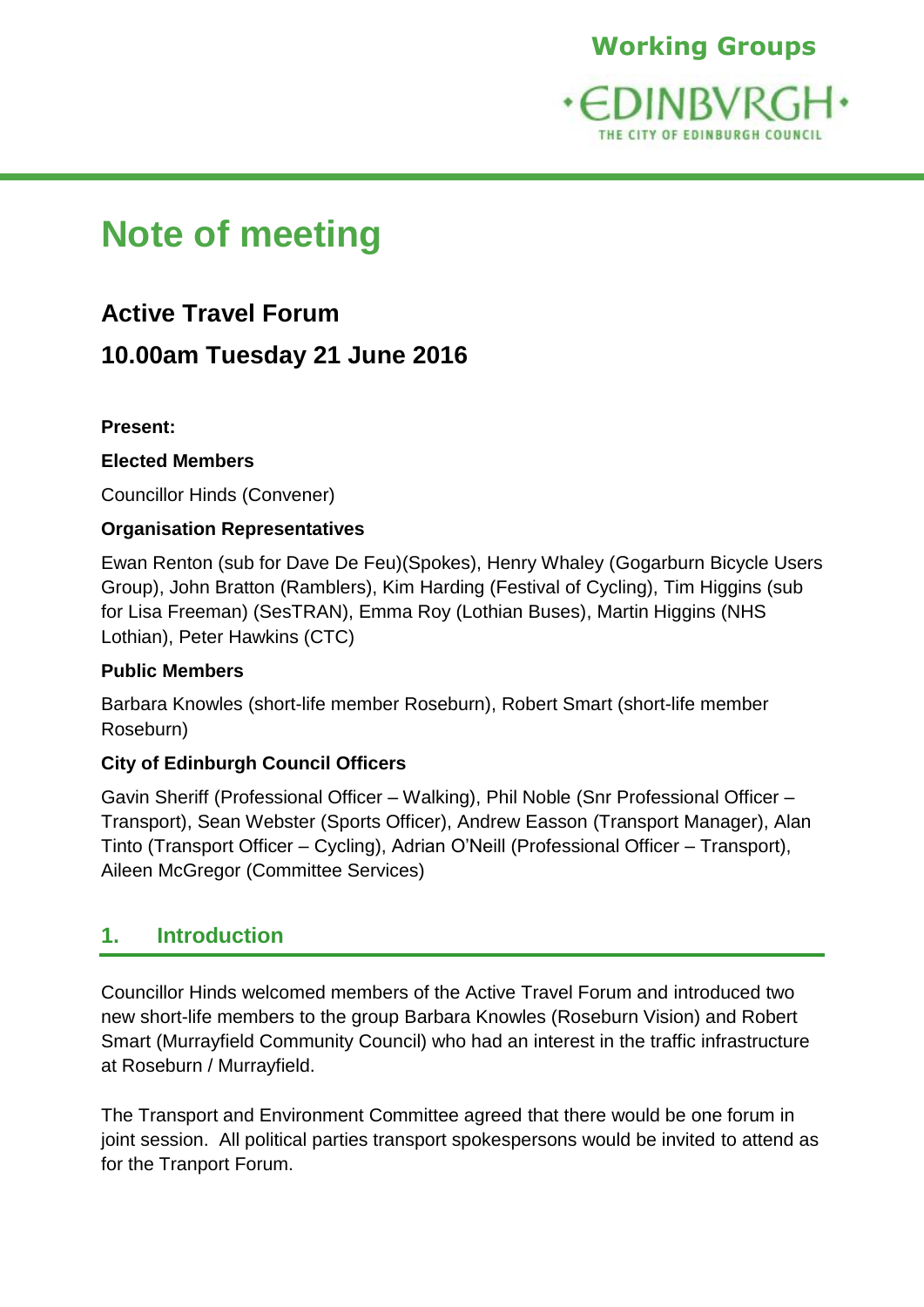Working Groups

EDINBVRGH
THE CITY OF EDINBURGH COUNCIL

# Note of meeting

## Active Travel Forum

## 10.00am Tuesday 21 June 2016

**Present:**

**Elected Members**

Councillor Hinds (Convener)

**Organisation Representatives**

Ewan Renton (sub for Dave De Feu)(Spokes), Henry Whaley (Gogarburn Bicycle Users Group), John Bratton (Ramblers), Kim Harding (Festival of Cycling), Tim Higgins (sub for Lisa Freeman) (SesTRAN), Emma Roy (Lothian Buses), Martin Higgins (NHS Lothian), Peter Hawkins (CTC)

**Public Members**

Barbara Knowles (short-life member Roseburn), Robert Smart (short-life member Roseburn)

**City of Edinburgh Council Officers**

Gavin Sheriff (Professional Officer – Walking), Phil Noble (Snr Professional Officer – Transport), Sean Webster (Sports Officer), Andrew Easson (Transport Manager), Alan Tinto (Transport Officer – Cycling), Adrian O'Neill (Professional Officer – Transport), Aileen McGregor (Committee Services)

## 1. Introduction

Councillor Hinds welcomed members of the Active Travel Forum and introduced two new short-life members to the group Barbara Knowles (Roseburn Vision) and Robert Smart (Murrayfield Community Council) who had an interest in the traffic infrastructure at Roseburn / Murrayfield.

The Transport and Environment Committee agreed that there would be one forum in joint session. All political parties transport spokespersons would be invited to attend as for the Tranport Forum.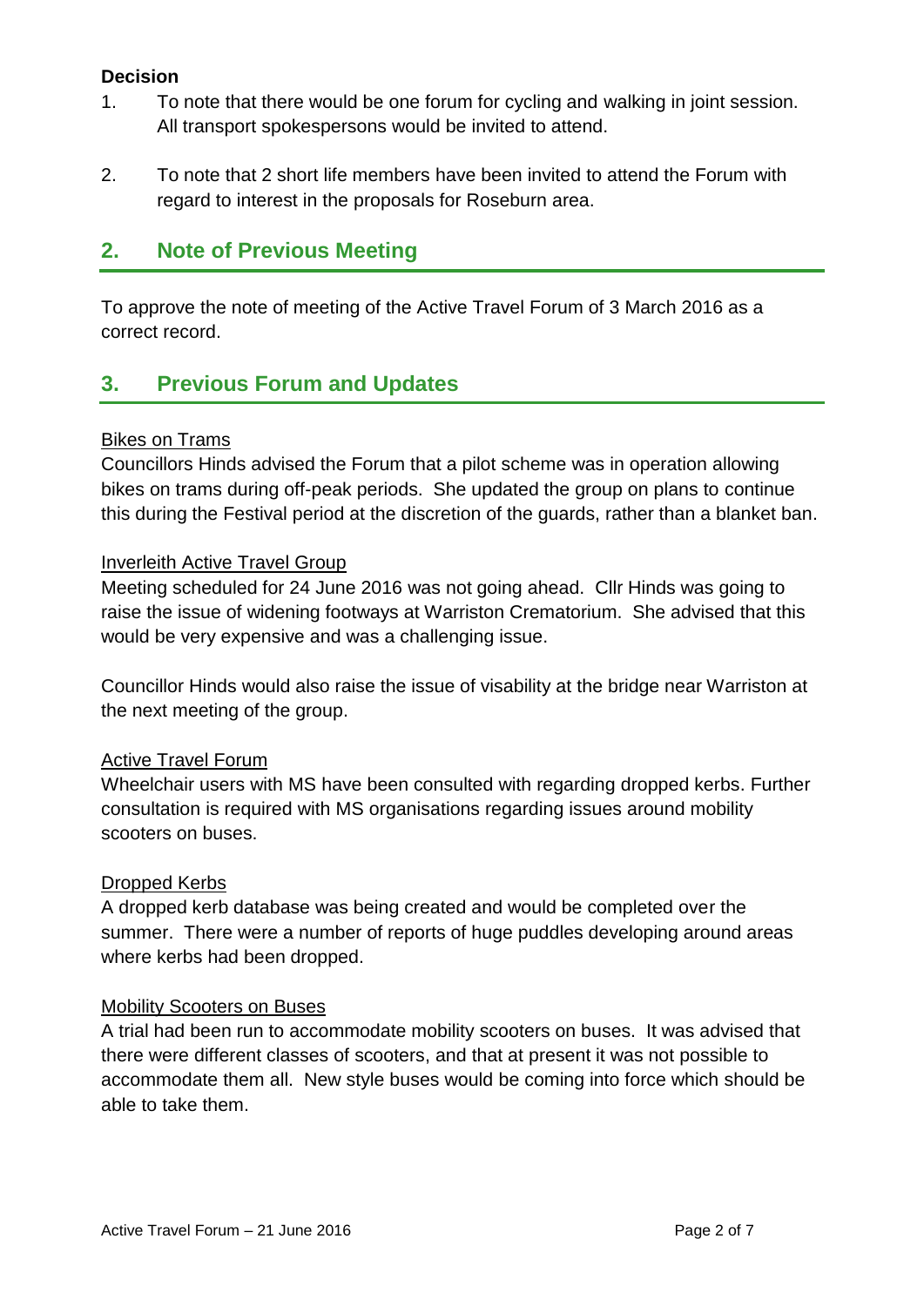**Decision**

1. To note that there would be one forum for cycling and walking in joint session. All transport spokespersons would be invited to attend.

2. To note that 2 short life members have been invited to attend the Forum with regard to interest in the proposals for Roseburn area.

## 2. Note of Previous Meeting

To approve the note of meeting of the Active Travel Forum of 3 March 2016 as a correct record.

## 3. Previous Forum and Updates

Bikes on Trams

Councillors Hinds advised the Forum that a pilot scheme was in operation allowing bikes on trams during off-peak periods. She updated the group on plans to continue this during the Festival period at the discretion of the guards, rather than a blanket ban.

Inverleith Active Travel Group

Meeting scheduled for 24 June 2016 was not going ahead. Cllr Hinds was going to raise the issue of widening footways at Warriston Crematorium. She advised that this would be very expensive and was a challenging issue.

Councillor Hinds would also raise the issue of visability at the bridge near Warriston at the next meeting of the group.

Active Travel Forum

Wheelchair users with MS have been consulted with regarding dropped kerbs. Further consultation is required with MS organisations regarding issues around mobility scooters on buses.

Dropped Kerbs

A dropped kerb database was being created and would be completed over the summer. There were a number of reports of huge puddles developing around areas where kerbs had been dropped.

Mobility Scooters on Buses

A trial had been run to accommodate mobility scooters on buses. It was advised that there were different classes of scooters, and that at present it was not possible to accommodate them all. New style buses would be coming into force which should be able to take them.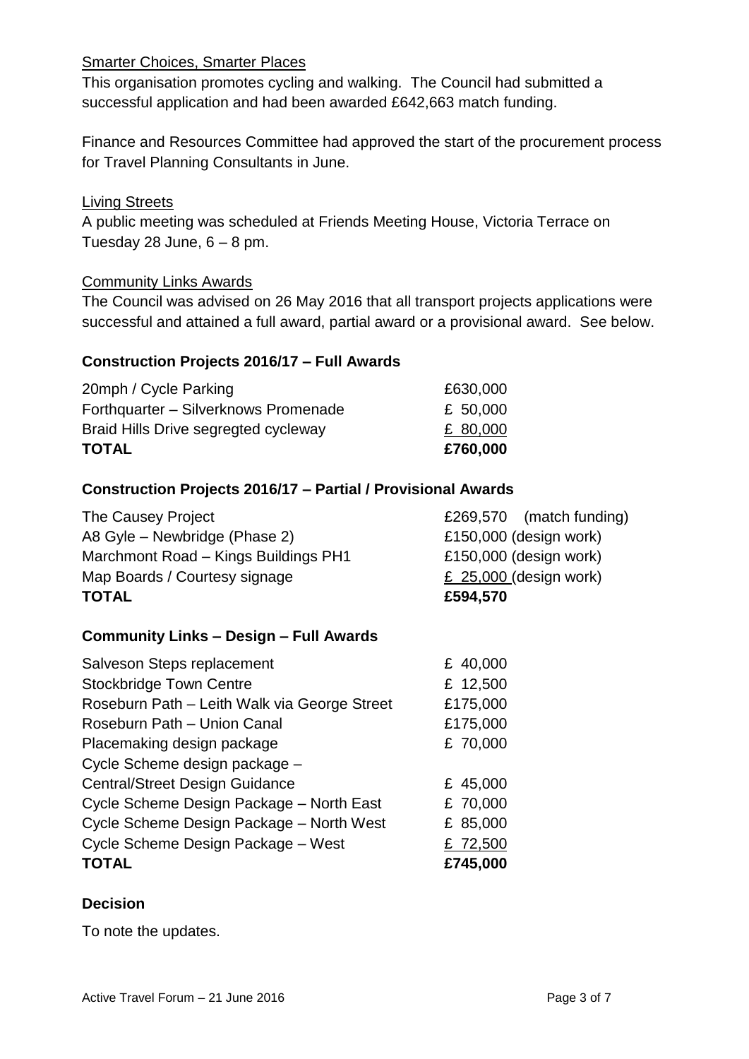Smarter Choices, Smarter Places

This organisation promotes cycling and walking. The Council had submitted a successful application and had been awarded £642,663 match funding.

Finance and Resources Committee had approved the start of the procurement process for Travel Planning Consultants in June.

Living Streets

A public meeting was scheduled at Friends Meeting House, Victoria Terrace on Tuesday 28 June, 6 – 8 pm.

Community Links Awards

The Council was advised on 26 May 2016 that all transport projects applications were successful and attained a full award, partial award or a provisional award. See below.

### Construction Projects 2016/17 – Full Awards

| | |
|---|---|
| 20mph / Cycle Parking | £630,000 |
| Forthquarter – Silverknows Promenade | £ 50,000 |
| Braid Hills Drive segregted cycleway | £ 80,000 |
| **TOTAL** | **£760,000** |

### Construction Projects 2016/17 – Partial / Provisional Awards

| | |
|---|---|
| The Causey Project | £269,570 (match funding) |
| A8 Gyle – Newbridge (Phase 2) | £150,000 (design work) |
| Marchmont Road – Kings Buildings PH1 | £150,000 (design work) |
| Map Boards / Courtesy signage | £ 25,000 (design work) |
| **TOTAL** | **£594,570** |

### Community Links – Design – Full Awards

| | |
|---|---|
| Salveson Steps replacement | £ 40,000 |
| Stockbridge Town Centre | £ 12,500 |
| Roseburn Path – Leith Walk via George Street | £175,000 |
| Roseburn Path – Union Canal | £175,000 |
| Placemaking design package | £ 70,000 |
| Cycle Scheme design package – Central/Street Design Guidance | £ 45,000 |
| Cycle Scheme Design Package – North East | £ 70,000 |
| Cycle Scheme Design Package – North West | £ 85,000 |
| Cycle Scheme Design Package – West | £ 72,500 |
| **TOTAL** | **£745,000** |

### Decision

To note the updates.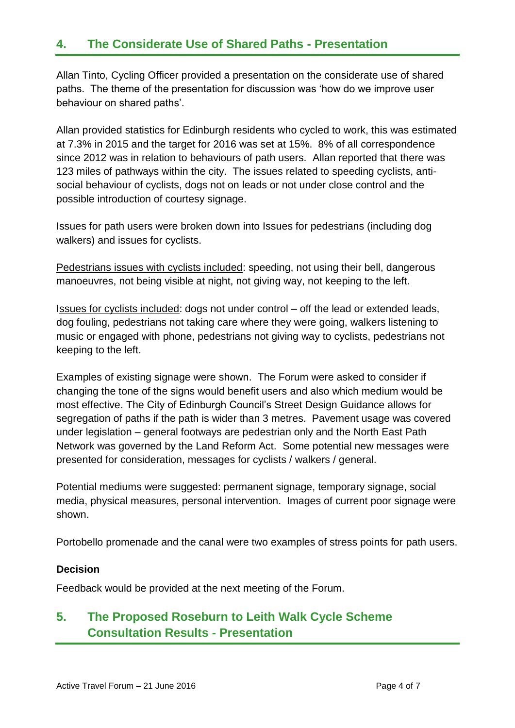## 4. The Considerate Use of Shared Paths - Presentation

Allan Tinto, Cycling Officer provided a presentation on the considerate use of shared paths. The theme of the presentation for discussion was 'how do we improve user behaviour on shared paths'.

Allan provided statistics for Edinburgh residents who cycled to work, this was estimated at 7.3% in 2015 and the target for 2016 was set at 15%. 8% of all correspondence since 2012 was in relation to behaviours of path users. Allan reported that there was 123 miles of pathways within the city. The issues related to speeding cyclists, anti-social behaviour of cyclists, dogs not on leads or not under close control and the possible introduction of courtesy signage.

Issues for path users were broken down into Issues for pedestrians (including dog walkers) and issues for cyclists.

<u>Pedestrians issues with cyclists included</u>: speeding, not using their bell, dangerous manoeuvres, not being visible at night, not giving way, not keeping to the left.

<u>Issues for cyclists included</u>: dogs not under control – off the lead or extended leads, dog fouling, pedestrians not taking care where they were going, walkers listening to music or engaged with phone, pedestrians not giving way to cyclists, pedestrians not keeping to the left.

Examples of existing signage were shown. The Forum were asked to consider if changing the tone of the signs would benefit users and also which medium would be most effective. The City of Edinburgh Council's Street Design Guidance allows for segregation of paths if the path is wider than 3 metres. Pavement usage was covered under legislation – general footways are pedestrian only and the North East Path Network was governed by the Land Reform Act. Some potential new messages were presented for consideration, messages for cyclists / walkers / general.

Potential mediums were suggested: permanent signage, temporary signage, social media, physical measures, personal intervention. Images of current poor signage were shown.

Portobello promenade and the canal were two examples of stress points for path users.

**Decision**

Feedback would be provided at the next meeting of the Forum.

## 5. The Proposed Roseburn to Leith Walk Cycle Scheme Consultation Results - Presentation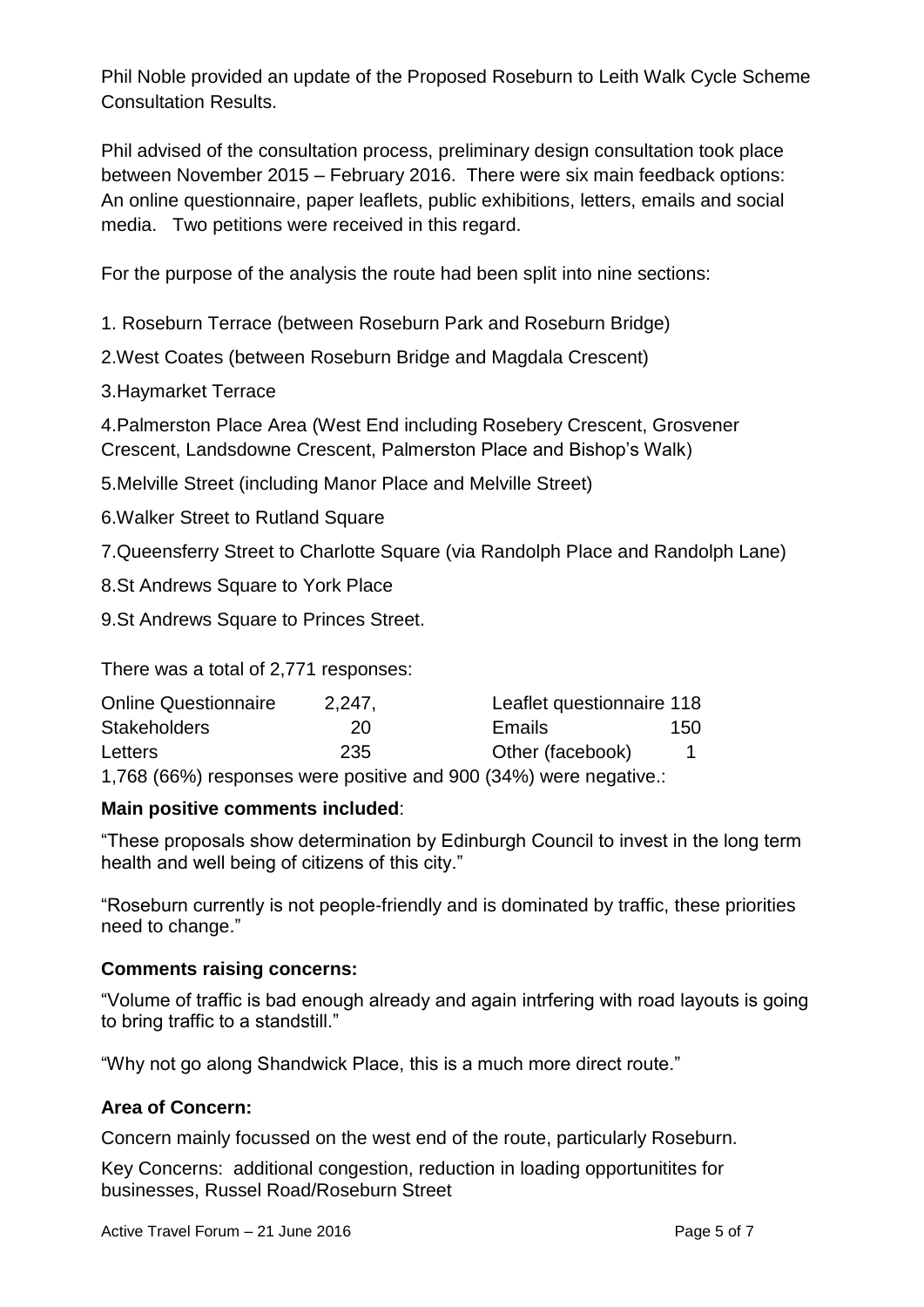Phil Noble provided an update of the Proposed Roseburn to Leith Walk Cycle Scheme Consultation Results.

Phil advised of the consultation process, preliminary design consultation took place between November 2015 – February 2016. There were six main feedback options: An online questionnaire, paper leaflets, public exhibitions, letters, emails and social media. Two petitions were received in this regard.

For the purpose of the analysis the route had been split into nine sections:

1. Roseburn Terrace (between Roseburn Park and Roseburn Bridge)
2. West Coates (between Roseburn Bridge and Magdala Crescent)
3. Haymarket Terrace
4. Palmerston Place Area (West End including Rosebery Crescent, Grosvener Crescent, Landsdowne Crescent, Palmerston Place and Bishop's Walk)
5. Melville Street (including Manor Place and Melville Street)
6. Walker Street to Rutland Square
7. Queensferry Street to Charlotte Square (via Randolph Place and Randolph Lane)
8. St Andrews Square to York Place
9. St Andrews Square to Princes Street.

There was a total of 2,771 responses:

| | | | |
|---|---|---|---|
| Online Questionnaire | 2,247, | Leaflet questionnaire | 118 |
| Stakeholders | 20 | Emails | 150 |
| Letters | 235 | Other (facebook) | 1 |

1,768 (66%) responses were positive and 900 (34%) were negative.:

**Main positive comments included**:

"These proposals show determination by Edinburgh Council to invest in the long term health and well being of citizens of this city."

"Roseburn currently is not people-friendly and is dominated by traffic, these priorities need to change."

**Comments raising concerns:**

"Volume of traffic is bad enough already and again intrfering with road layouts is going to bring traffic to a standstill."

"Why not go along Shandwick Place, this is a much more direct route."

**Area of Concern:**

Concern mainly focussed on the west end of the route, particularly Roseburn.

Key Concerns: additional congestion, reduction in loading opportunitites for businesses, Russel Road/Roseburn Street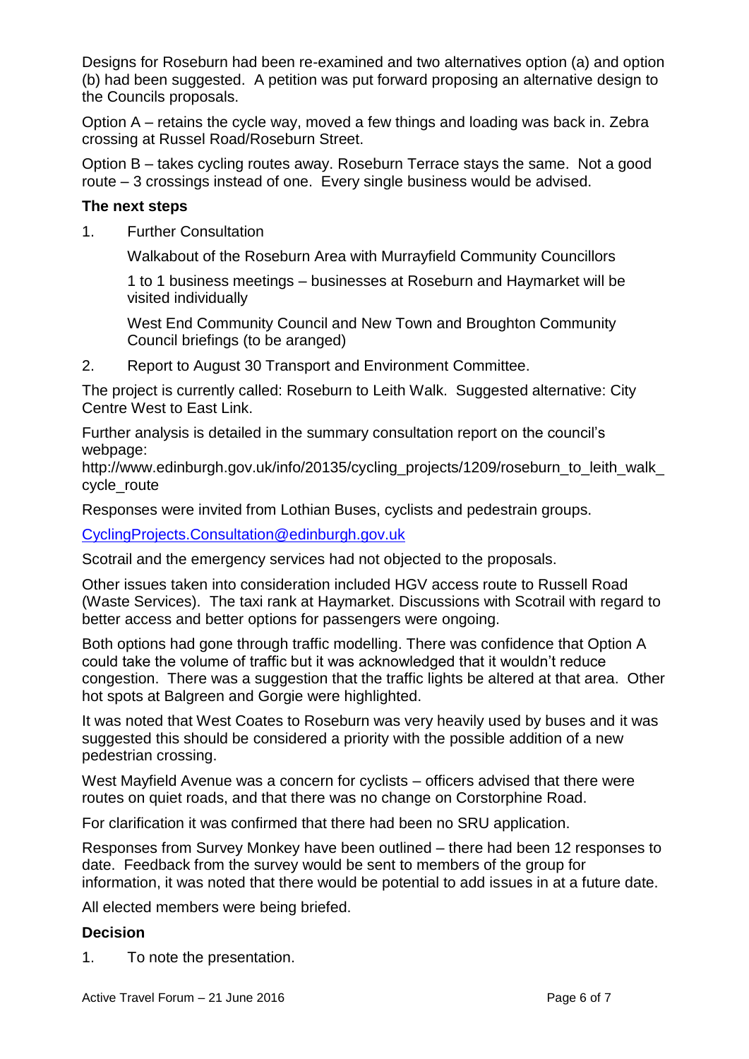Designs for Roseburn had been re-examined and two alternatives option (a) and option (b) had been suggested. A petition was put forward proposing an alternative design to the Councils proposals.

Option A – retains the cycle way, moved a few things and loading was back in. Zebra crossing at Russel Road/Roseburn Street.

Option B – takes cycling routes away. Roseburn Terrace stays the same. Not a good route – 3 crossings instead of one. Every single business would be advised.

### The next steps

1. Further Consultation

   Walkabout of the Roseburn Area with Murrayfield Community Councillors

   1 to 1 business meetings – businesses at Roseburn and Haymarket will be visited individually

   West End Community Council and New Town and Broughton Community Council briefings (to be aranged)

2. Report to August 30 Transport and Environment Committee.

The project is currently called: Roseburn to Leith Walk. Suggested alternative: City Centre West to East Link.

Further analysis is detailed in the summary consultation report on the council's webpage:
http://www.edinburgh.gov.uk/info/20135/cycling_projects/1209/roseburn_to_leith_walk_cycle_route

Responses were invited from Lothian Buses, cyclists and pedestrain groups.

CyclingProjects.Consultation@edinburgh.gov.uk

Scotrail and the emergency services had not objected to the proposals.

Other issues taken into consideration included HGV access route to Russell Road (Waste Services). The taxi rank at Haymarket. Discussions with Scotrail with regard to better access and better options for passengers were ongoing.

Both options had gone through traffic modelling. There was confidence that Option A could take the volume of traffic but it was acknowledged that it wouldn't reduce congestion. There was a suggestion that the traffic lights be altered at that area. Other hot spots at Balgreen and Gorgie were highlighted.

It was noted that West Coates to Roseburn was very heavily used by buses and it was suggested this should be considered a priority with the possible addition of a new pedestrian crossing.

West Mayfield Avenue was a concern for cyclists – officers advised that there were routes on quiet roads, and that there was no change on Corstorphine Road.

For clarification it was confirmed that there had been no SRU application.

Responses from Survey Monkey have been outlined – there had been 12 responses to date. Feedback from the survey would be sent to members of the group for information, it was noted that there would be potential to add issues in at a future date.

All elected members were being briefed.

### Decision

1. To note the presentation.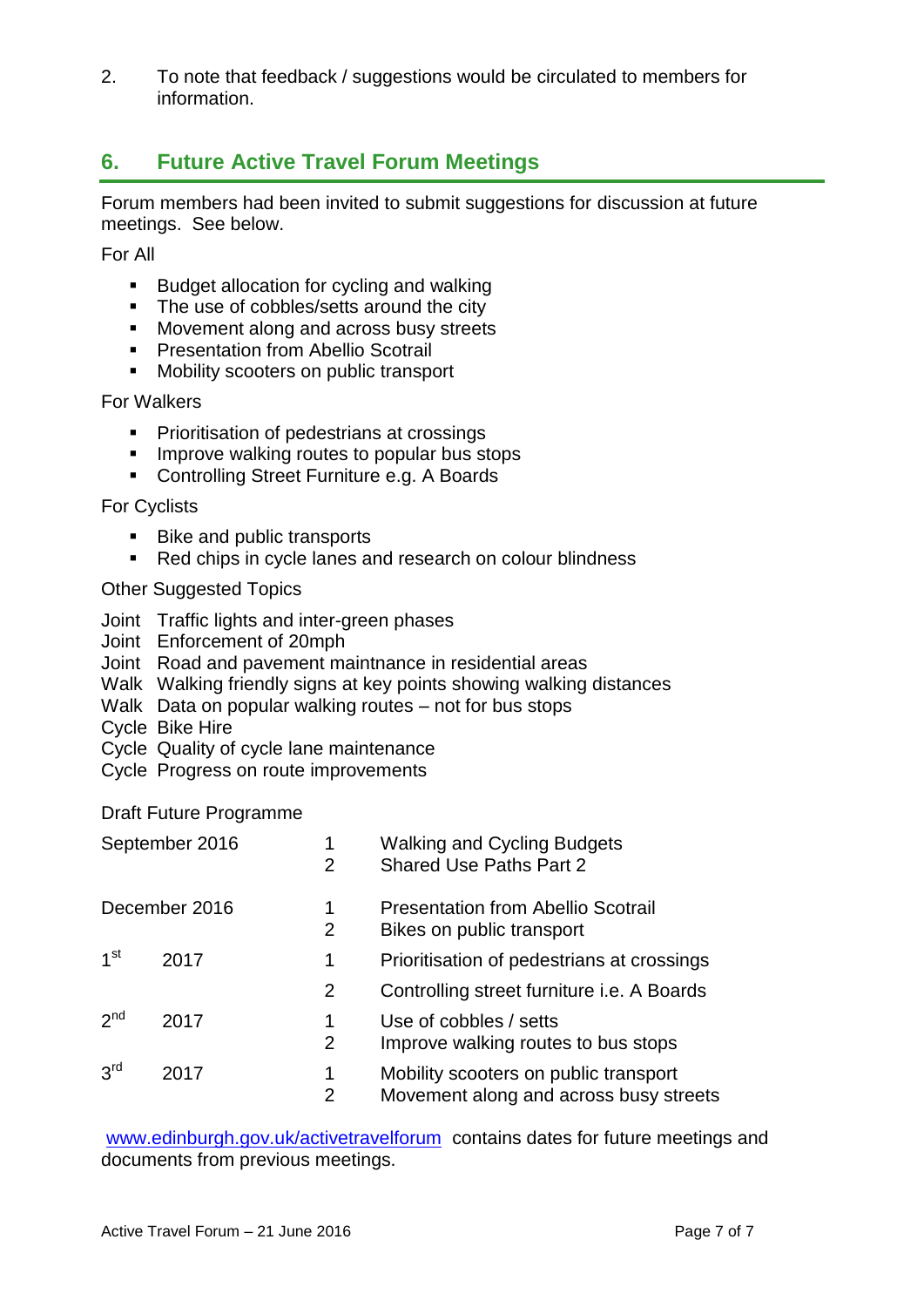2. To note that feedback / suggestions would be circulated to members for information.

## 6. Future Active Travel Forum Meetings

Forum members had been invited to submit suggestions for discussion at future meetings. See below.

For All

- Budget allocation for cycling and walking
- The use of cobbles/setts around the city
- Movement along and across busy streets
- Presentation from Abellio Scotrail
- Mobility scooters on public transport

For Walkers

- Prioritisation of pedestrians at crossings
- Improve walking routes to popular bus stops
- Controlling Street Furniture e.g. A Boards

For Cyclists

- Bike and public transports
- Red chips in cycle lanes and research on colour blindness

Other Suggested Topics

| | |
|---|---|
| Joint | Traffic lights and inter-green phases |
| Joint | Enforcement of 20mph |
| Joint | Road and pavement maintnance in residential areas |
| Walk | Walking friendly signs at key points showing walking distances |
| Walk | Data on popular walking routes – not for bus stops |
| Cycle | Bike Hire |
| Cycle | Quality of cycle lane maintenance |
| Cycle | Progress on route improvements |

Draft Future Programme

| | | |
|---|---|---|
| September 2016 | 1 | Walking and Cycling Budgets |
| | 2 | Shared Use Paths Part 2 |
| December 2016 | 1 | Presentation from Abellio Scotrail |
| | 2 | Bikes on public transport |
| 1st 2017 | 1 | Prioritisation of pedestrians at crossings |
| | 2 | Controlling street furniture i.e. A Boards |
| 2nd 2017 | 1 | Use of cobbles / setts |
| | 2 | Improve walking routes to bus stops |
| 3rd 2017 | 1 | Mobility scooters on public transport |
| | 2 | Movement along and across busy streets |

www.edinburgh.gov.uk/activetravelforum contains dates for future meetings and documents from previous meetings.